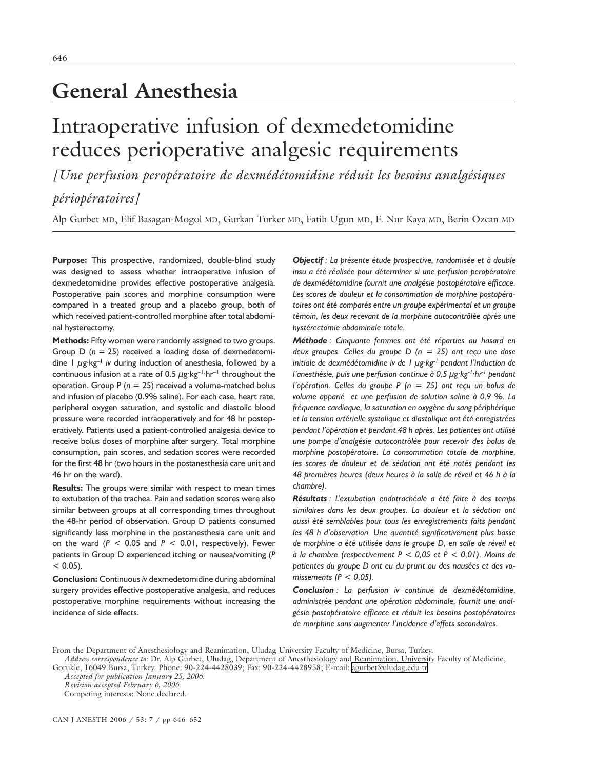# General Anesthesia

## Intraoperative infusion of dexmedetomidine reduces perioperative analgesic requirements

### *[Une perfusion peropératoire de dexmédétomidine réduit les besoins analgésiques périopératoires]*

Alp Gurbet MD, Elif Basagan-Mogol MD, Gurkan Turker MD, Fatih Ugun MD, F. Nur Kaya MD, Berin Ozcan MD

**Purpose:** This prospective, randomized, double-blind study was designed to assess whether intraoperative infusion of dexmedetomidine provides effective postoperative analgesia. Postoperative pain scores and morphine consumption were compared in a treated group and a placebo group, both of which received patient-controlled morphine after total abdominal hysterectomy.

**Methods:** Fifty women were randomly assigned to two groups. Group D ($n = 25$) received a loading dose of dexmedetomidine 1 $\mu g \cdot kg^{-1}$ *iv* during induction of anesthesia, followed by a continuous infusion at a rate of 0.5 $\mu g \cdot kg^{-1} \cdot hr^{-1}$ throughout the operation. Group P ($n = 25$) received a volume-matched bolus and infusion of placebo (0.9% saline). For each case, heart rate, peripheral oxygen saturation, and systolic and diastolic blood pressure were recorded intraoperatively and for 48 hr postoperatively. Patients used a patient-controlled analgesia device to receive bolus doses of morphine after surgery. Total morphine consumption, pain scores, and sedation scores were recorded for the first 48 hr (two hours in the postanesthesia care unit and 46 hr on the ward).

**Results:** The groups were similar with respect to mean times to extubation of the trachea. Pain and sedation scores were also similar between groups at all corresponding times throughout the 48-hr period of observation. Group D patients consumed significantly less morphine in the postanesthesia care unit and on the ward ($P < 0.05$ and $P < 0.01$, respectively). Fewer patients in Group D experienced itching or nausea/vomiting ($P < 0.05$).

**Conclusion:** Continuous *iv* dexmedetomidine during abdominal surgery provides effective postoperative analgesia, and reduces postoperative morphine requirements without increasing the incidence of side effects.

***Objectif*** *: La présente étude prospective, randomisée et à double insu a été réalisée pour déterminer si une perfusion peropératoire de dexmédétomidine fournit une analgésie postopératoire efficace. Les scores de douleur et la consommation de morphine postopératoires ont été comparés entre un groupe expérimental et un groupe témoin, les deux recevant de la morphine autocontrôlée après une hystérectomie abdominale totale.*

***Méthode*** *: Cinquante femmes ont été réparties au hasard en deux groupes. Celles du groupe D (n = 25) ont reçu une dose initiale de dexmédétomidine iv de 1* $\mu g \cdot kg^{-1}$ *pendant l'induction de l'anesthésie, puis une perfusion continue à 0,5* $\mu g \cdot kg^{-1} \cdot hr^{-1}$ *pendant l'opération. Celles du groupe P (n = 25) ont reçu un bolus de volume apparié et une perfusion de solution saline à 0,9 %. La fréquence cardiaque, la saturation en oxygène du sang périphérique et la tension artérielle systolique et diastolique ont été enregistrées pendant l'opération et pendant 48 h après. Les patientes ont utilisé une pompe d'analgésie autocontrôlée pour recevoir des bolus de morphine postopératoire. La consommation totale de morphine, les scores de douleur et de sédation ont été notés pendant les 48 premières heures (deux heures à la salle de réveil et 46 h à la chambre).*

***Résultats*** *: L'extubation endotrachéale a été faite à des temps similaires dans les deux groupes. La douleur et la sédation ont aussi été semblables pour tous les enregistrements faits pendant les 48 h d'observation. Une quantité significativement plus basse de morphine a été utilisée dans le groupe D, en salle de réveil et à la chambre (respectivement P < 0,05 et P < 0,01). Moins de patientes du groupe D ont eu du prurit ou des nausées et des vomissements (P < 0,05).*

***Conclusion*** *: La perfusion iv continue de dexmédétomidine, administrée pendant une opération abdominale, fournit une analgésie postopératoire efficace et réduit les besoins postopératoires de morphine sans augmenter l'incidence d'effets secondaires.*

From the Department of Anesthesiology and Reanimation, Uludag University Faculty of Medicine, Bursa, Turkey.

*Address correspondence to*: Dr. Alp Gurbet, Uludag, Department of Anesthesiology and Reanimation, University Faculty of Medicine, Gorukle, 16049 Bursa, Turkey. Phone: 90-224-4428039; Fax: 90-224-4428958; E-mail: agurbet@uludag.edu.tr

*Accepted for publication January 25, 2006.*

*Revision accepted February 6, 2006.*

Competing interests: None declared.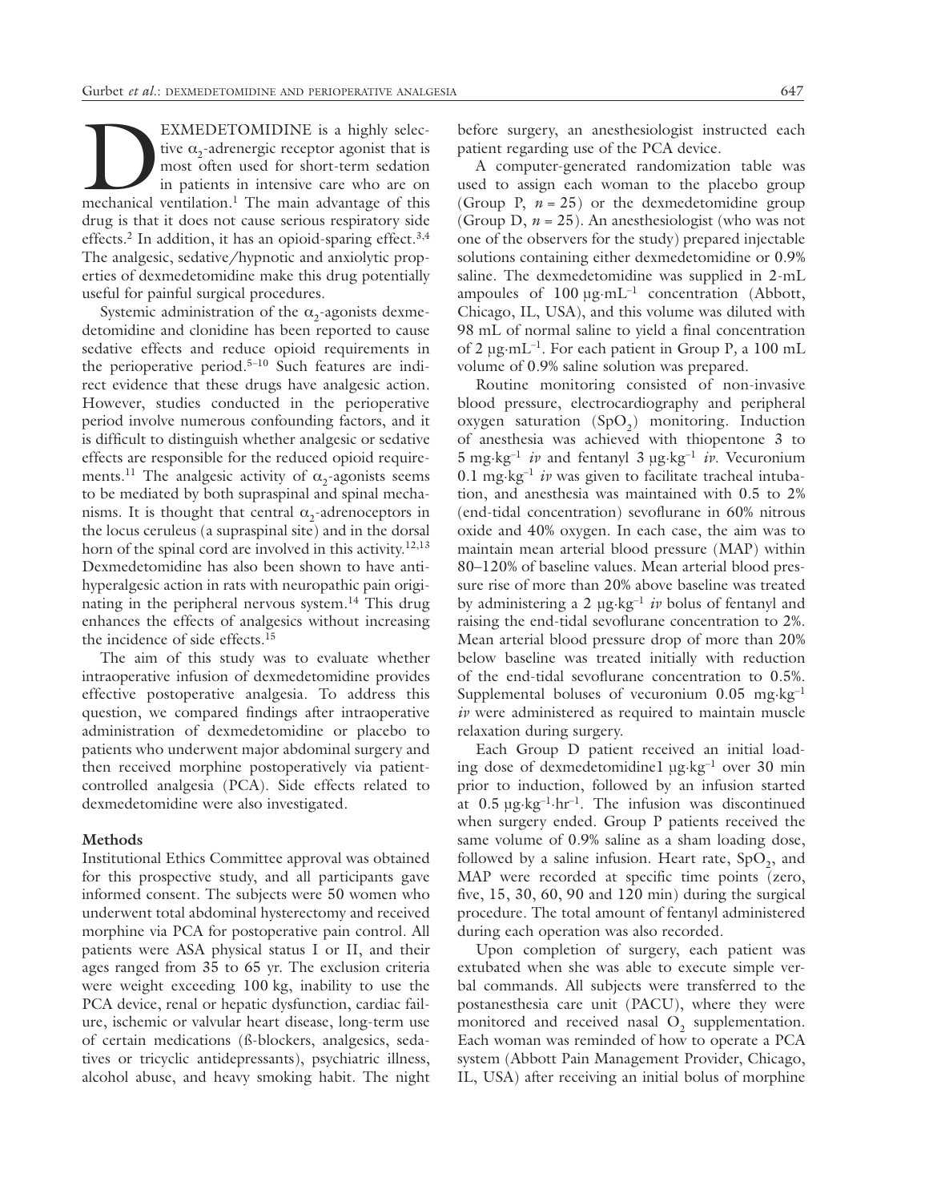DEXMEDETOMIDINE is a highly selective $\alpha_2$-adrenergic receptor agonist that is most often used for short-term sedation in patients in intensive care who are on mechanical ventilation.[1] The main advantage of this drug is that it does not cause serious respiratory side effects.[2] In addition, it has an opioid-sparing effect.[3,4] The analgesic, sedative/hypnotic and anxiolytic properties of dexmedetomidine make this drug potentially useful for painful surgical procedures.

Systemic administration of the $\alpha_2$-agonists dexmedetomidine and clonidine has been reported to cause sedative effects and reduce opioid requirements in the perioperative period.[5–10] Such features are indirect evidence that these drugs have analgesic action. However, studies conducted in the perioperative period involve numerous confounding factors, and it is difficult to distinguish whether analgesic or sedative effects are responsible for the reduced opioid requirements.[11] The analgesic activity of $\alpha_2$-agonists seems to be mediated by both supraspinal and spinal mechanisms. It is thought that central $\alpha_2$-adrenoceptors in the locus ceruleus (a supraspinal site) and in the dorsal horn of the spinal cord are involved in this activity.[12,13] Dexmedetomidine has also been shown to have antihyperalgesic action in rats with neuropathic pain originating in the peripheral nervous system.[14] This drug enhances the effects of analgesics without increasing the incidence of side effects.[15]

The aim of this study was to evaluate whether intraoperative infusion of dexmedetomidine provides effective postoperative analgesia. To address this question, we compared findings after intraoperative administration of dexmedetomidine or placebo to patients who underwent major abdominal surgery and then received morphine postoperatively via patient-controlled analgesia (PCA). Side effects related to dexmedetomidine were also investigated.

## Methods

Institutional Ethics Committee approval was obtained for this prospective study, and all participants gave informed consent. The subjects were 50 women who underwent total abdominal hysterectomy and received morphine via PCA for postoperative pain control. All patients were ASA physical status I or II, and their ages ranged from 35 to 65 yr. The exclusion criteria were weight exceeding 100 kg, inability to use the PCA device, renal or hepatic dysfunction, cardiac failure, ischemic or valvular heart disease, long-term use of certain medications (ß-blockers, analgesics, sedatives or tricyclic antidepressants), psychiatric illness, alcohol abuse, and heavy smoking habit. The night before surgery, an anesthesiologist instructed each patient regarding use of the PCA device.

A computer-generated randomization table was used to assign each woman to the placebo group (Group P, $n = 25$) or the dexmedetomidine group (Group D, $n = 25$). An anesthesiologist (who was not one of the observers for the study) prepared injectable solutions containing either dexmedetomidine or 0.9% saline. The dexmedetomidine was supplied in 2-mL ampoules of 100 $\mu g \cdot mL^{-1}$ concentration (Abbott, Chicago, IL, USA), and this volume was diluted with 98 mL of normal saline to yield a final concentration of 2 $\mu g \cdot mL^{-1}$. For each patient in Group P, a 100 mL volume of 0.9% saline solution was prepared.

Routine monitoring consisted of non-invasive blood pressure, electrocardiography and peripheral oxygen saturation ($SpO_2$) monitoring. Induction of anesthesia was achieved with thiopentone 3 to 5 $mg \cdot kg^{-1}$ *iv* and fentanyl 3 $\mu g \cdot kg^{-1}$ *iv*. Vecuronium 0.1 $mg \cdot kg^{-1}$ *iv* was given to facilitate tracheal intubation, and anesthesia was maintained with 0.5 to 2% (end-tidal concentration) sevoflurane in 60% nitrous oxide and 40% oxygen. In each case, the aim was to maintain mean arterial blood pressure (MAP) within 80–120% of baseline values. Mean arterial blood pressure rise of more than 20% above baseline was treated by administering a 2 $\mu g \cdot kg^{-1}$ *iv* bolus of fentanyl and raising the end-tidal sevoflurane concentration to 2%. Mean arterial blood pressure drop of more than 20% below baseline was treated initially with reduction of the end-tidal sevoflurane concentration to 0.5%. Supplemental boluses of vecuronium 0.05 $mg \cdot kg^{-1}$ *iv* were administered as required to maintain muscle relaxation during surgery.

Each Group D patient received an initial loading dose of dexmedetomidine1 $\mu g \cdot kg^{-1}$ over 30 min prior to induction, followed by an infusion started at 0.5 $\mu g \cdot kg^{-1} \cdot hr^{-1}$. The infusion was discontinued when surgery ended. Group P patients received the same volume of 0.9% saline as a sham loading dose, followed by a saline infusion. Heart rate, $SpO_2$, and MAP were recorded at specific time points (zero, five, 15, 30, 60, 90 and 120 min) during the surgical procedure. The total amount of fentanyl administered during each operation was also recorded.

Upon completion of surgery, each patient was extubated when she was able to execute simple verbal commands. All subjects were transferred to the postanesthesia care unit (PACU), where they were monitored and received nasal $O_2$ supplementation. Each woman was reminded of how to operate a PCA system (Abbott Pain Management Provider, Chicago, IL, USA) after receiving an initial bolus of morphine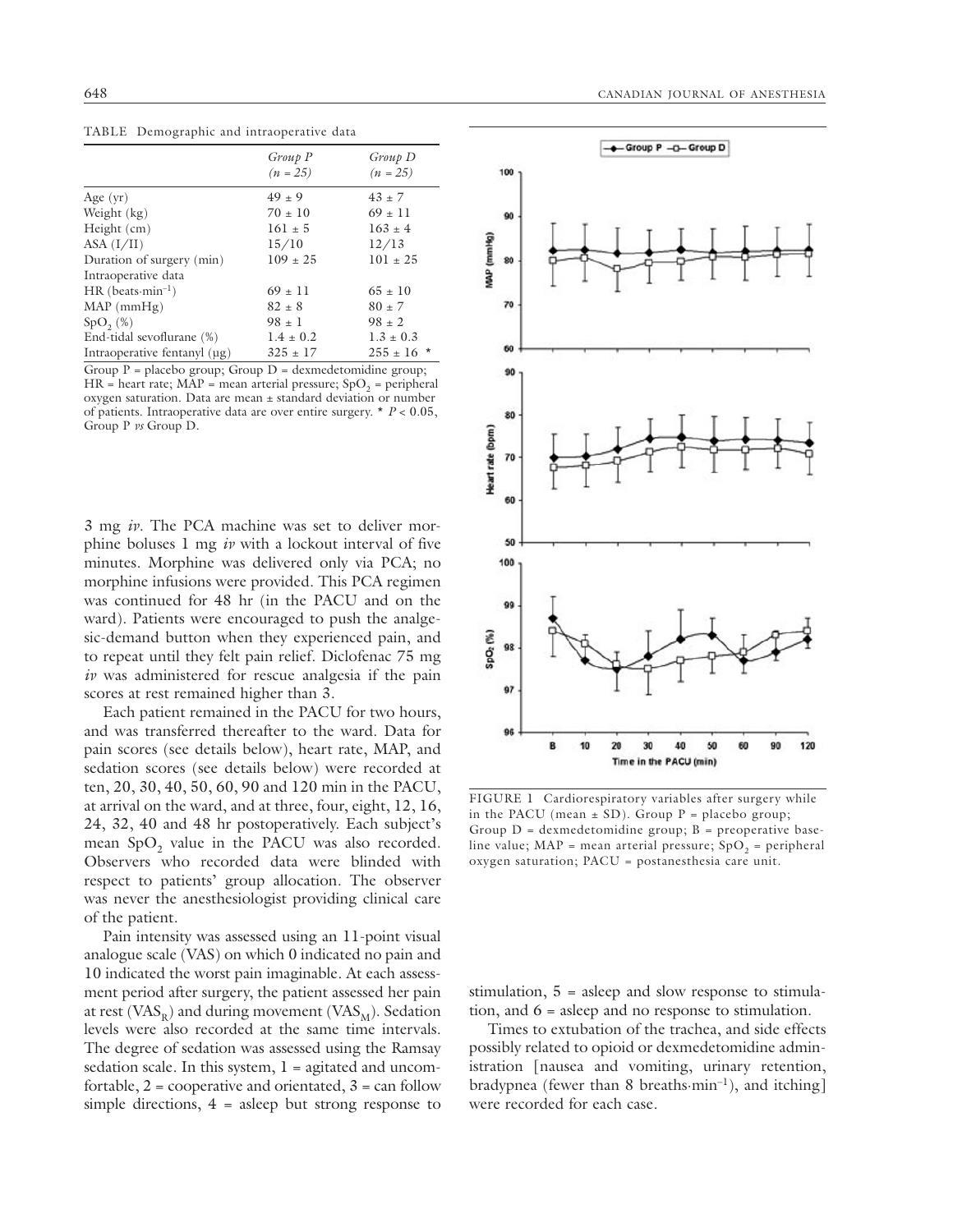TABLE Demographic and intraoperative data

| | *Group P* *(n = 25)* | *Group D* *(n = 25)* |
|---|---|---|
| Age (yr) | 49 ± 9 | 43 ± 7 |
| Weight (kg) | 70 ± 10 | 69 ± 11 |
| Height (cm) | 161 ± 5 | 163 ± 4 |
| ASA (I/II) | 15/10 | 12/13 |
| Duration of surgery (min) | 109 ± 25 | 101 ± 25 |
| Intraoperative data | | |
| HR (beats·min$^{-1}$) | 69 ± 11 | 65 ± 10 |
| MAP (mmHg) | 82 ± 8 | 80 ± 7 |
| $SpO_2$ (%) | 98 ± 1 | 98 ± 2 |
| End-tidal sevoflurane (%) | 1.4 ± 0.2 | 1.3 ± 0.3 |
| Intraoperative fentanyl (µg) | 325 ± 17 | 255 ± 16 * |

Group P = placebo group; Group D = dexmedetomidine group; HR = heart rate; MAP = mean arterial pressure; $SpO_2$ = peripheral oxygen saturation. Data are mean ± standard deviation or number of patients. Intraoperative data are over entire surgery. * $P < 0.05$, Group P *vs* Group D.

3 mg *iv*. The PCA machine was set to deliver morphine boluses 1 mg *iv* with a lockout interval of five minutes. Morphine was delivered only via PCA; no morphine infusions were provided. This PCA regimen was continued for 48 hr (in the PACU and on the ward). Patients were encouraged to push the analgesic-demand button when they experienced pain, and to repeat until they felt pain relief. Diclofenac 75 mg *iv* was administered for rescue analgesia if the pain scores at rest remained higher than 3.

Each patient remained in the PACU for two hours, and was transferred thereafter to the ward. Data for pain scores (see details below), heart rate, MAP, and sedation scores (see details below) were recorded at ten, 20, 30, 40, 50, 60, 90 and 120 min in the PACU, at arrival on the ward, and at three, four, eight, 12, 16, 24, 32, 40 and 48 hr postoperatively. Each subject's mean $SpO_2$ value in the PACU was also recorded. Observers who recorded data were blinded with respect to patients' group allocation. The observer was never the anesthesiologist providing clinical care of the patient.

Pain intensity was assessed using an 11-point visual analogue scale (VAS) on which 0 indicated no pain and 10 indicated the worst pain imaginable. At each assessment period after surgery, the patient assessed her pain at rest ($VAS_R$) and during movement ($VAS_M$). Sedation levels were also recorded at the same time intervals. The degree of sedation was assessed using the Ramsay sedation scale. In this system, 1 = agitated and uncomfortable, 2 = cooperative and orientated, 3 = can follow simple directions, 4 = asleep but strong response to stimulation, 5 = asleep and slow response to stimulation, and 6 = asleep and no response to stimulation.

Times to extubation of the trachea, and side effects possibly related to opioid or dexmedetomidine administration [nausea and vomiting, urinary retention, bradypnea (fewer than 8 breaths·min$^{-1}$), and itching] were recorded for each case.

FIGURE 1 Cardiorespiratory variables after surgery while in the PACU (mean ± SD). Group P = placebo group; Group D = dexmedetomidine group; B = preoperative baseline value; MAP = mean arterial pressure; $SpO_2$ = peripheral oxygen saturation; PACU = postanesthesia care unit.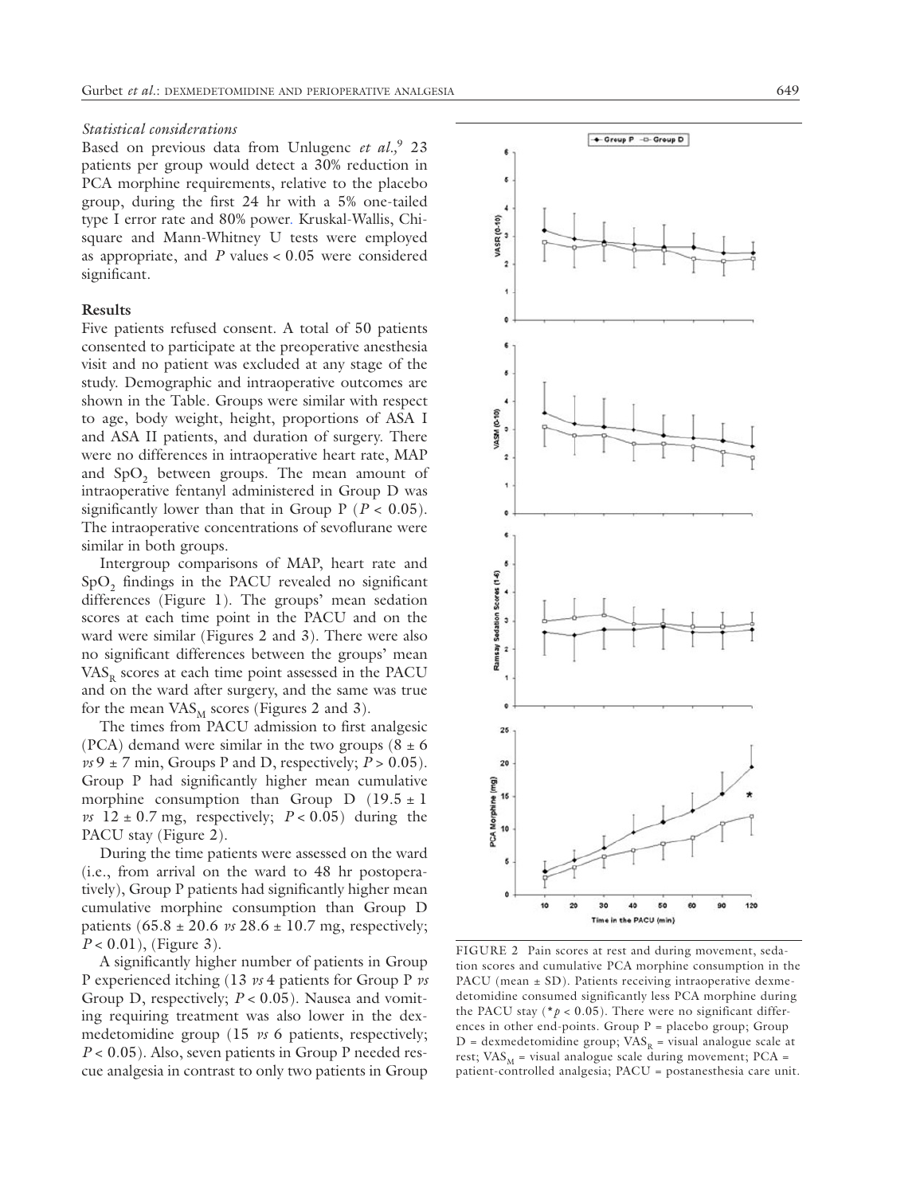### *Statistical considerations*

Based on previous data from Unlugenc *et al.*,[9] 23 patients per group would detect a 30% reduction in PCA morphine requirements, relative to the placebo group, during the first 24 hr with a 5% one-tailed type I error rate and 80% power. Kruskal-Wallis, Chi-square and Mann-Whitney U tests were employed as appropriate, and $P$ values < 0.05 were considered significant.

## Results

Five patients refused consent. A total of 50 patients consented to participate at the preoperative anesthesia visit and no patient was excluded at any stage of the study. Demographic and intraoperative outcomes are shown in the Table. Groups were similar with respect to age, body weight, height, proportions of ASA I and ASA II patients, and duration of surgery. There were no differences in intraoperative heart rate, MAP and $SpO_2$ between groups. The mean amount of intraoperative fentanyl administered in Group D was significantly lower than that in Group P ($P < 0.05$). The intraoperative concentrations of sevoflurane were similar in both groups.

Intergroup comparisons of MAP, heart rate and $SpO_2$ findings in the PACU revealed no significant differences (Figure 1). The groups' mean sedation scores at each time point in the PACU and on the ward were similar (Figures 2 and 3). There were also no significant differences between the groups' mean $VAS_R$ scores at each time point assessed in the PACU and on the ward after surgery, and the same was true for the mean $VAS_M$ scores (Figures 2 and 3).

The times from PACU admission to first analgesic (PCA) demand were similar in the two groups ($8 \pm 6$ *vs* $9 \pm 7$ min, Groups P and D, respectively; $P > 0.05$). Group P had significantly higher mean cumulative morphine consumption than Group D ($19.5 \pm 1$ *vs* $12 \pm 0.7$ mg, respectively; $P < 0.05$) during the PACU stay (Figure 2).

During the time patients were assessed on the ward (i.e., from arrival on the ward to 48 hr postoperatively), Group P patients had significantly higher mean cumulative morphine consumption than Group D patients ($65.8 \pm 20.6$ *vs* $28.6 \pm 10.7$ mg, respectively; $P < 0.01$), (Figure 3).

A significantly higher number of patients in Group P experienced itching (13 *vs* 4 patients for Group P *vs* Group D, respectively; $P < 0.05$). Nausea and vomiting requiring treatment was also lower in the dexmedetomidine group (15 *vs* 6 patients, respectively; $P < 0.05$). Also, seven patients in Group P needed rescue analgesia in contrast to only two patients in Group

FIGURE 2 Pain scores at rest and during movement, sedation scores and cumulative PCA morphine consumption in the PACU (mean ± SD). Patients receiving intraoperative dexmedetomidine consumed significantly less PCA morphine during the PACU stay (*$p < 0.05$). There were no significant differences in other end-points. Group P = placebo group; Group D = dexmedetomidine group; $VAS_R$ = visual analogue scale at rest; $VAS_M$ = visual analogue scale during movement; PCA = patient-controlled analgesia; PACU = postanesthesia care unit.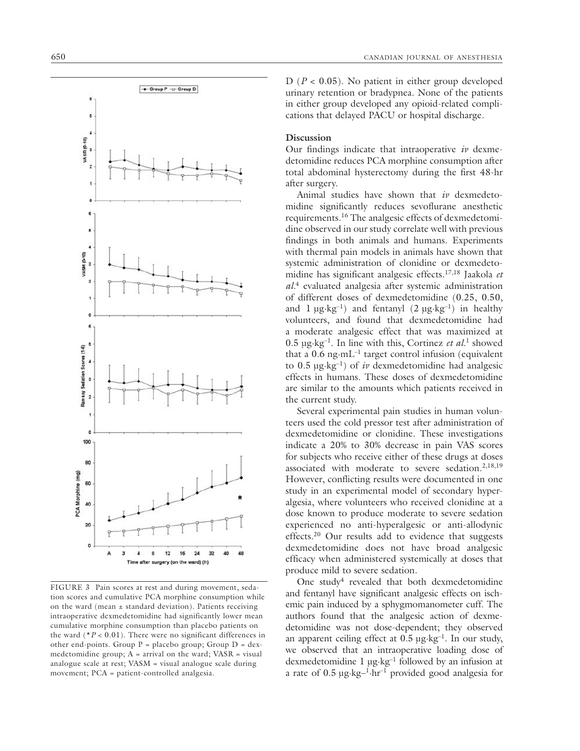FIGURE 3 Pain scores at rest and during movement, sedation scores and cumulative PCA morphine consumption while on the ward (mean ± standard deviation). Patients receiving intraoperative dexmedetomidine had significantly lower mean cumulative morphine consumption than placebo patients on the ward (* $P < 0.01$). There were no significant differences in other end-points. Group P = placebo group; Group D = dexmedetomidine group; A = arrival on the ward; VASR = visual analogue scale at rest; VASM = visual analogue scale during movement; PCA = patient-controlled analgesia.

D ($P < 0.05$). No patient in either group developed urinary retention or bradypnea. None of the patients in either group developed any opioid-related complications that delayed PACU or hospital discharge.

## Discussion

Our findings indicate that intraoperative *iv* dexmedetomidine reduces PCA morphine consumption after total abdominal hysterectomy during the first 48-hr after surgery.

Animal studies have shown that *iv* dexmedetomidine significantly reduces sevoflurane anesthetic requirements.[16] The analgesic effects of dexmedetomidine observed in our study correlate well with previous findings in both animals and humans. Experiments with thermal pain models in animals have shown that systemic administration of clonidine or dexmedetomidine has significant analgesic effects.[17,18] Jaakola *et al.*[4] evaluated analgesia after systemic administration of different doses of dexmedetomidine (0.25, 0.50, and 1 $\mu g \cdot kg^{-1}$) and fentanyl (2 $\mu g \cdot kg^{-1}$) in healthy volunteers, and found that dexmedetomidine had a moderate analgesic effect that was maximized at 0.5 $\mu g \cdot kg^{-1}$. In line with this, Cortinez *et al.*[1] showed that a 0.6 $ng \cdot mL^{-1}$ target control infusion (equivalent to 0.5 $\mu g \cdot kg^{-1}$) of *iv* dexmedetomidine had analgesic effects in humans. These doses of dexmedetomidine are similar to the amounts which patients received in the current study.

Several experimental pain studies in human volunteers used the cold pressor test after administration of dexmedetomidine or clonidine. These investigations indicate a 20% to 30% decrease in pain VAS scores for subjects who receive either of these drugs at doses associated with moderate to severe sedation.[2,18,19] However, conflicting results were documented in one study in an experimental model of secondary hyperalgesia, where volunteers who received clonidine at a dose known to produce moderate to severe sedation experienced no anti-hyperalgesic or anti-allodynic effects.[20] Our results add to evidence that suggests dexmedetomidine does not have broad analgesic efficacy when administered systemically at doses that produce mild to severe sedation.

One study[4] revealed that both dexmedetomidine and fentanyl have significant analgesic effects on ischemic pain induced by a sphygmomanometer cuff. The authors found that the analgesic action of dexmedetomidine was not dose-dependent; they observed an apparent ceiling effect at 0.5 $\mu g \cdot kg^{-1}$. In our study, we observed that an intraoperative loading dose of dexmedetomidine 1 $\mu g \cdot kg^{-1}$ followed by an infusion at a rate of 0.5 $\mu g \cdot kg^{-1} \cdot hr^{-1}$ provided good analgesia for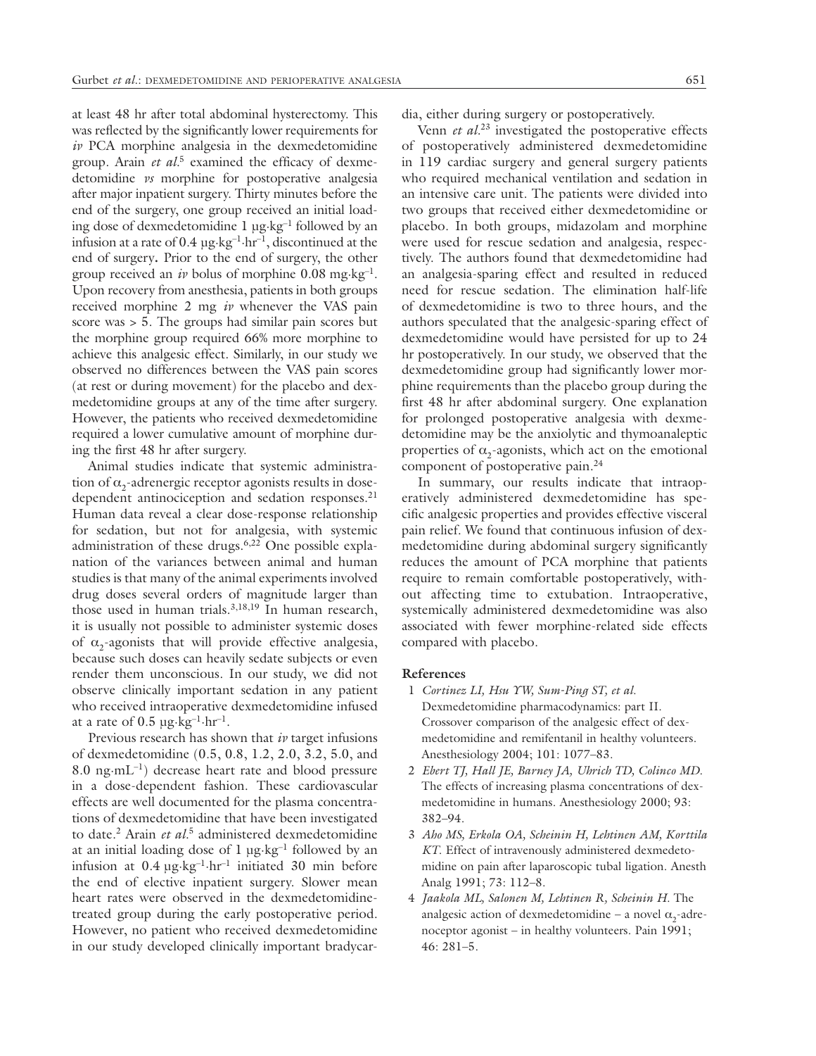at least 48 hr after total abdominal hysterectomy. This was reflected by the significantly lower requirements for *iv* PCA morphine analgesia in the dexmedetomidine group. Arain *et al.*[5] examined the efficacy of dexmedetomidine *vs* morphine for postoperative analgesia after major inpatient surgery. Thirty minutes before the end of the surgery, one group received an initial loading dose of dexmedetomidine 1 $\mu g \cdot kg^{-1}$ followed by an infusion at a rate of 0.4 $\mu g \cdot kg^{-1} \cdot hr^{-1}$, discontinued at the end of surgery**.** Prior to the end of surgery, the other group received an *iv* bolus of morphine 0.08 $mg \cdot kg^{-1}$. Upon recovery from anesthesia, patients in both groups received morphine 2 mg *iv* whenever the VAS pain score was > 5. The groups had similar pain scores but the morphine group required 66% more morphine to achieve this analgesic effect. Similarly, in our study we observed no differences between the VAS pain scores (at rest or during movement) for the placebo and dexmedetomidine groups at any of the time after surgery. However, the patients who received dexmedetomidine required a lower cumulative amount of morphine during the first 48 hr after surgery.

Animal studies indicate that systemic administration of $\alpha_2$-adrenergic receptor agonists results in dose-dependent antinociception and sedation responses.[21] Human data reveal a clear dose-response relationship for sedation, but not for analgesia, with systemic administration of these drugs.[6,22] One possible explanation of the variances between animal and human studies is that many of the animal experiments involved drug doses several orders of magnitude larger than those used in human trials.[3,18,19] In human research, it is usually not possible to administer systemic doses of $\alpha_2$-agonists that will provide effective analgesia, because such doses can heavily sedate subjects or even render them unconscious. In our study, we did not observe clinically important sedation in any patient who received intraoperative dexmedetomidine infused at a rate of 0.5 $\mu g \cdot kg^{-1} \cdot hr^{-1}$.

Previous research has shown that *iv* target infusions of dexmedetomidine (0.5, 0.8, 1.2, 2.0, 3.2, 5.0, and 8.0 $ng \cdot mL^{-1}$) decrease heart rate and blood pressure in a dose-dependent fashion. These cardiovascular effects are well documented for the plasma concentrations of dexmedetomidine that have been investigated to date.[2] Arain *et al.*[5] administered dexmedetomidine at an initial loading dose of 1 $\mu g \cdot kg^{-1}$ followed by an infusion at 0.4 $\mu g \cdot kg^{-1} \cdot hr^{-1}$ initiated 30 min before the end of elective inpatient surgery. Slower mean heart rates were observed in the dexmedetomidine-treated group during the early postoperative period. However, no patient who received dexmedetomidine in our study developed clinically important bradycardia, either during surgery or postoperatively.

Venn *et al.*[23] investigated the postoperative effects of postoperatively administered dexmedetomidine in 119 cardiac surgery and general surgery patients who required mechanical ventilation and sedation in an intensive care unit. The patients were divided into two groups that received either dexmedetomidine or placebo. In both groups, midazolam and morphine were used for rescue sedation and analgesia, respectively. The authors found that dexmedetomidine had an analgesia-sparing effect and resulted in reduced need for rescue sedation. The elimination half-life of dexmedetomidine is two to three hours, and the authors speculated that the analgesic-sparing effect of dexmedetomidine would have persisted for up to 24 hr postoperatively. In our study, we observed that the dexmedetomidine group had significantly lower morphine requirements than the placebo group during the first 48 hr after abdominal surgery. One explanation for prolonged postoperative analgesia with dexmedetomidine may be the anxiolytic and thymoanaleptic properties of $\alpha_2$-agonists, which act on the emotional component of postoperative pain.[24]

In summary, our results indicate that intraoperatively administered dexmedetomidine has specific analgesic properties and provides effective visceral pain relief. We found that continuous infusion of dexmedetomidine during abdominal surgery significantly reduces the amount of PCA morphine that patients require to remain comfortable postoperatively, without affecting time to extubation. Intraoperative, systemically administered dexmedetomidine was also associated with fewer morphine-related side effects compared with placebo.

## References

1. *Cortinez LI, Hsu YW, Sum-Ping ST, et al.* Dexmedetomidine pharmacodynamics: part II. Crossover comparison of the analgesic effect of dexmedetomidine and remifentanil in healthy volunteers. Anesthesiology 2004; 101: 1077–83.
2. *Ebert TJ, Hall JE, Barney JA, Uhrich TD, Colinco MD.* The effects of increasing plasma concentrations of dexmedetomidine in humans. Anesthesiology 2000; 93: 382–94.
3. *Aho MS, Erkola OA, Scheinin H, Lehtinen AM, Korttila KT.* Effect of intravenously administered dexmedetomidine on pain after laparoscopic tubal ligation. Anesth Analg 1991; 73: 112–8.
4. *Jaakola ML, Salonen M, Lehtinen R, Scheinin H.* The analgesic action of dexmedetomidine – a novel $\alpha_2$-adrenoceptor agonist – in healthy volunteers. Pain 1991; 46: 281–5.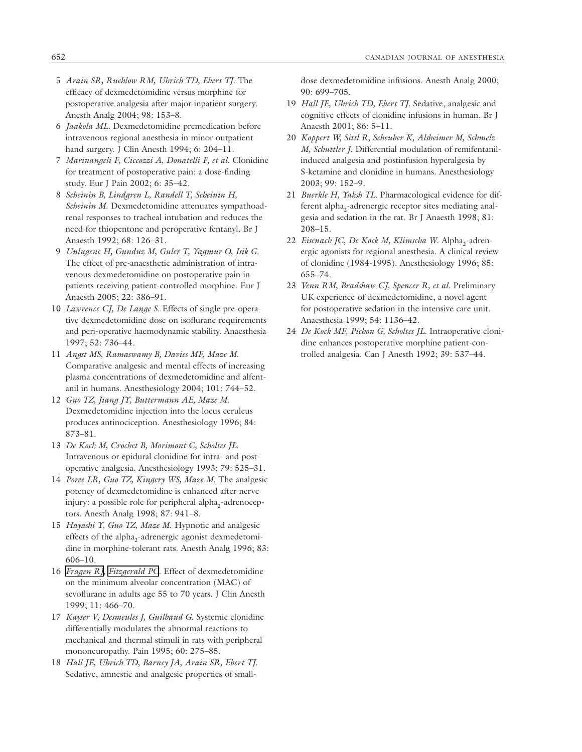5. *Arain SR, Ruehlow RM, Uhrich TD, Ebert TJ.* The efficacy of dexmedetomidine versus morphine for postoperative analgesia after major inpatient surgery. Anesth Analg 2004; 98: 153–8.
6. *Jaakola ML.* Dexmedetomidine premedication before intravenous regional anesthesia in minor outpatient hand surgery. J Clin Anesth 1994; 6: 204–11.
7. *Marinangeli F, Ciccozzi A, Donatelli F, et al.* Clonidine for treatment of postoperative pain: a dose-finding study. Eur J Pain 2002; 6: 35–42.
8. *Scheinin B, Lindgren L, Randell T, Scheinin H, Scheinin M.* Dexmedetomidine attenuates sympathoadrenal responses to tracheal intubation and reduces the need for thiopentone and peroperative fentanyl. Br J Anaesth 1992; 68: 126–31.
9. *Unlugenc H, Gunduz M, Guler T, Yagmur O, Isik G.* The effect of pre-anaesthetic administration of intravenous dexmedetomidine on postoperative pain in patients receiving patient-controlled morphine. Eur J Anaesth 2005; 22: 386–91.
10. *Lawrence CJ, De Lange S.* Effects of single pre-operative dexmedetomidine dose on isoflurane requirements and peri-operative haemodynamic stability. Anaesthesia 1997; 52: 736–44.
11. *Angst MS, Ramaswamy B, Davies MF, Maze M.* Comparative analgesic and mental effects of increasing plasma concentrations of dexmedetomidine and alfentanil in humans. Anesthesiology 2004; 101: 744–52.
12. *Guo TZ, Jiang JY, Buttermann AE, Maze M.* Dexmedetomidine injection into the locus ceruleus produces antinociception. Anesthesiology 1996; 84: 873–81.
13. *De Kock M, Crochet B, Morimont C, Scholtes JL.* Intravenous or epidural clonidine for intra- and postoperative analgesia. Anesthesiology 1993; 79: 525–31.
14. *Poree LR, Guo TZ, Kingery WS, Maze M.* The analgesic potency of dexmedetomidine is enhanced after nerve injury: a possible role for peripheral alpha$_2$-adrenoceptors. Anesth Analg 1998; 87: 941–8.
15. *Hayashi Y, Guo TZ, Maze M.* Hypnotic and analgesic effects of the alpha$_2$-adrenergic agonist dexmedetomidine in morphine-tolerant rats. Anesth Analg 1996; 83: 606–10.
16. *Fragen RJ, Fitzgerald PC.* Effect of dexmedetomidine on the minimum alveolar concentration (MAC) of sevoflurane in adults age 55 to 70 years. J Clin Anesth 1999; 11: 466–70.
17. *Kayser V, Desmeules J, Guilbaud G.* Systemic clonidine differentially modulates the abnormal reactions to mechanical and thermal stimuli in rats with peripheral mononeuropathy. Pain 1995; 60: 275–85.
18. *Hall JE, Uhrich TD, Barney JA, Arain SR, Ebert TJ.* Sedative, amnestic and analgesic properties of small-dose dexmedetomidine infusions. Anesth Analg 2000; 90: 699–705.
19. *Hall JE, Uhrich TD, Ebert TJ.* Sedative, analgesic and cognitive effects of clonidine infusions in human. Br J Anaesth 2001; 86: 5–11.
20. *Koppert W, Sittl R, Scheuber K, Alsheimer M, Schmelz M, Schuttler J.* Differential modulation of remifentanil-induced analgesia and postinfusion hyperalgesia by S-ketamine and clonidine in humans. Anesthesiology 2003; 99: 152–9.
21. *Buerkle H, Yaksh TL.* Pharmacological evidence for different alpha$_2$-adrenergic receptor sites mediating analgesia and sedation in the rat. Br J Anaesth 1998; 81: 208–15.
22. *Eisenach JC, De Kock M, Klimscha W.* Alpha$_2$-adrenergic agonists for regional anesthesia. A clinical review of clonidine (1984-1995). Anesthesiology 1996; 85: 655–74.
23. *Venn RM, Bradshaw CJ, Spencer R, et al.* Preliminary UK experience of dexmedetomidine, a novel agent for postoperative sedation in the intensive care unit. Anaesthesia 1999; 54: 1136–42.
24. *De Kock MF, Pichon G, Scholtes JL.* Intraoperative clonidine enhances postoperative morphine patient-controlled analgesia. Can J Anesth 1992; 39: 537–44.